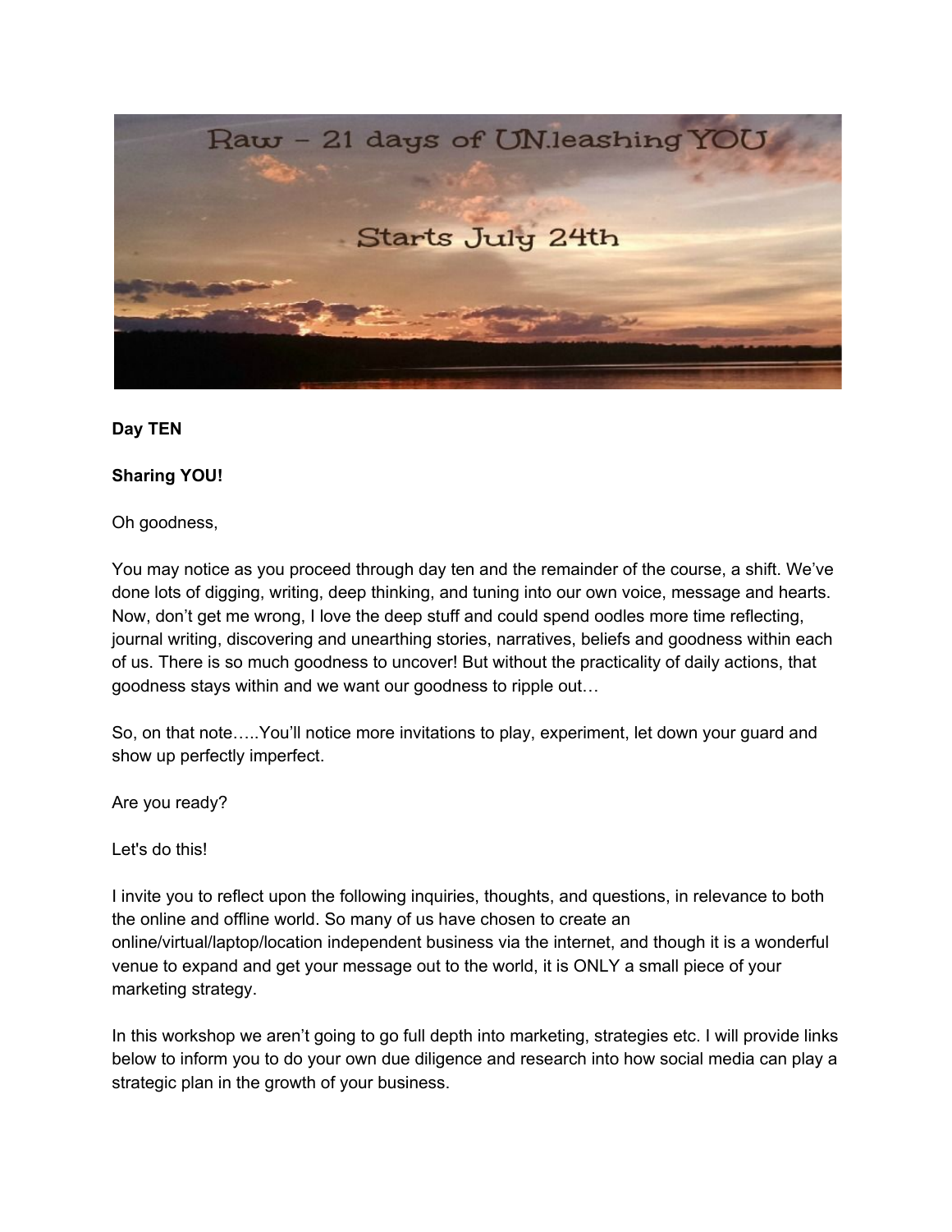**Day TEN**

**Sharing YOU!**

Oh goodness,

You may notice as you proceed through day ten and the remainder of the course, a shift. We've done lots of digging, writing, deep thinking, and tuning into our own voice, message and hearts. Now, don't get me wrong, I love the deep stuff and could spend oodles more time reflecting, journal writing, discovering and unearthing stories, narratives, beliefs and goodness within each of us. There is so much goodness to uncover! But without the practicality of daily actions, that goodness stays within and we want our goodness to ripple out…

So, on that note…..You'll notice more invitations to play, experiment, let down your guard and show up perfectly imperfect.

Are you ready?

Let's do this!

I invite you to reflect upon the following inquiries, thoughts, and questions, in relevance to both the online and offline world. So many of us have chosen to create an online/virtual/laptop/location independent business via the internet, and though it is a wonderful venue to expand and get your message out to the world, it is ONLY a small piece of your marketing strategy.

In this workshop we aren't going to go full depth into marketing, strategies etc. I will provide links below to inform you to do your own due diligence and research into how social media can play a strategic plan in the growth of your business.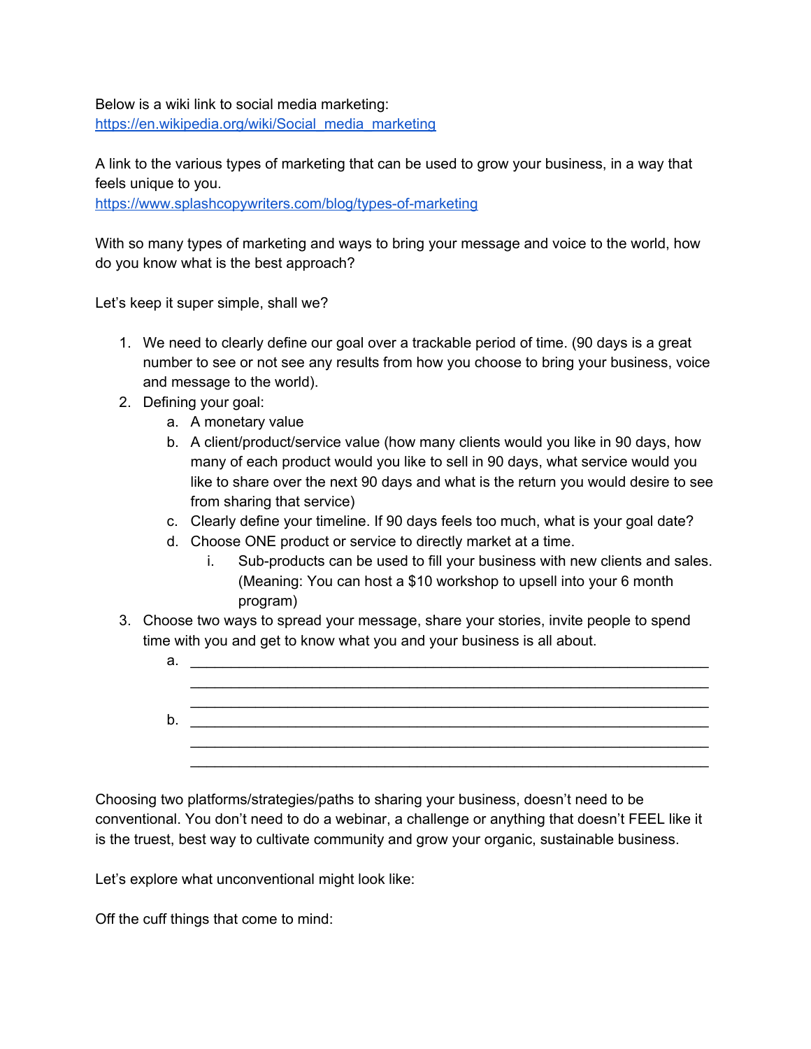Below is a wiki link to social media marketing:
[https://en.wikipedia.org/wiki/Social_media_marketing](https://en.wikipedia.org/wiki/Social_media_marketing)

A link to the various types of marketing that can be used to grow your business, in a way that feels unique to you.
[https://www.splashcopywriters.com/blog/types-of-marketing](https://www.splashcopywriters.com/blog/types-of-marketing)

With so many types of marketing and ways to bring your message and voice to the world, how do you know what is the best approach?

Let's keep it super simple, shall we?

1. We need to clearly define our goal over a trackable period of time. (90 days is a great number to see or not see any results from how you choose to bring your business, voice and message to the world).
2. Defining your goal:
   a. A monetary value
   b. A client/product/service value (how many clients would you like in 90 days, how many of each product would you like to sell in 90 days, what service would you like to share over the next 90 days and what is the return you would desire to see from sharing that service)
   c. Clearly define your timeline. If 90 days feels too much, what is your goal date?
   d. Choose ONE product or service to directly market at a time.
      i. Sub-products can be used to fill your business with new clients and sales. (Meaning: You can host a $10 workshop to upsell into your 6 month program)
3. Choose two ways to spread your message, share your stories, invite people to spend time with you and get to know what you and your business is all about.
   a. ____________________________________________________________
      ____________________________________________________________
      ____________________________________________________________
   b. ____________________________________________________________
      ____________________________________________________________
      ____________________________________________________________

Choosing two platforms/strategies/paths to sharing your business, doesn't need to be conventional. You don't need to do a webinar, a challenge or anything that doesn't FEEL like it is the truest, best way to cultivate community and grow your organic, sustainable business.

Let's explore what unconventional might look like:

Off the cuff things that come to mind: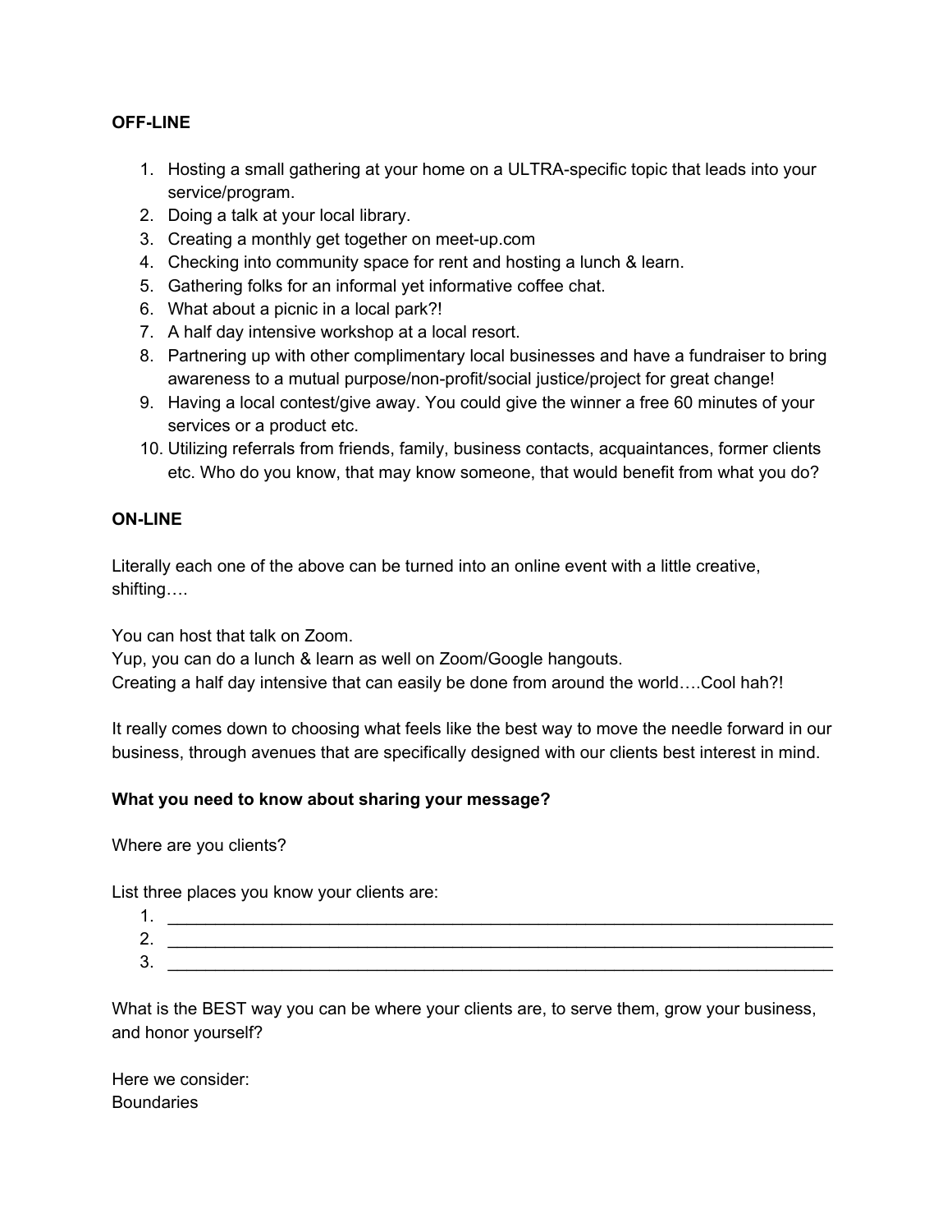**OFF-LINE**

1. Hosting a small gathering at your home on a ULTRA-specific topic that leads into your service/program.
2. Doing a talk at your local library.
3. Creating a monthly get together on meet-up.com
4. Checking into community space for rent and hosting a lunch & learn.
5. Gathering folks for an informal yet informative coffee chat.
6. What about a picnic in a local park?!
7. A half day intensive workshop at a local resort.
8. Partnering up with other complimentary local businesses and have a fundraiser to bring awareness to a mutual purpose/non-profit/social justice/project for great change!
9. Having a local contest/give away. You could give the winner a free 60 minutes of your services or a product etc.
10. Utilizing referrals from friends, family, business contacts, acquaintances, former clients etc. Who do you know, that may know someone, that would benefit from what you do?

**ON-LINE**

Literally each one of the above can be turned into an online event with a little creative, shifting….

You can host that talk on Zoom.
Yup, you can do a lunch & learn as well on Zoom/Google hangouts.
Creating a half day intensive that can easily be done from around the world….Cool hah?!

It really comes down to choosing what feels like the best way to move the needle forward in our business, through avenues that are specifically designed with our clients best interest in mind.

**What you need to know about sharing your message?**

Where are you clients?

List three places you know your clients are:

1. ___________________________________________________________________________
2. ___________________________________________________________________________
3. ___________________________________________________________________________

What is the BEST way you can be where your clients are, to serve them, grow your business, and honor yourself?

Here we consider:
Boundaries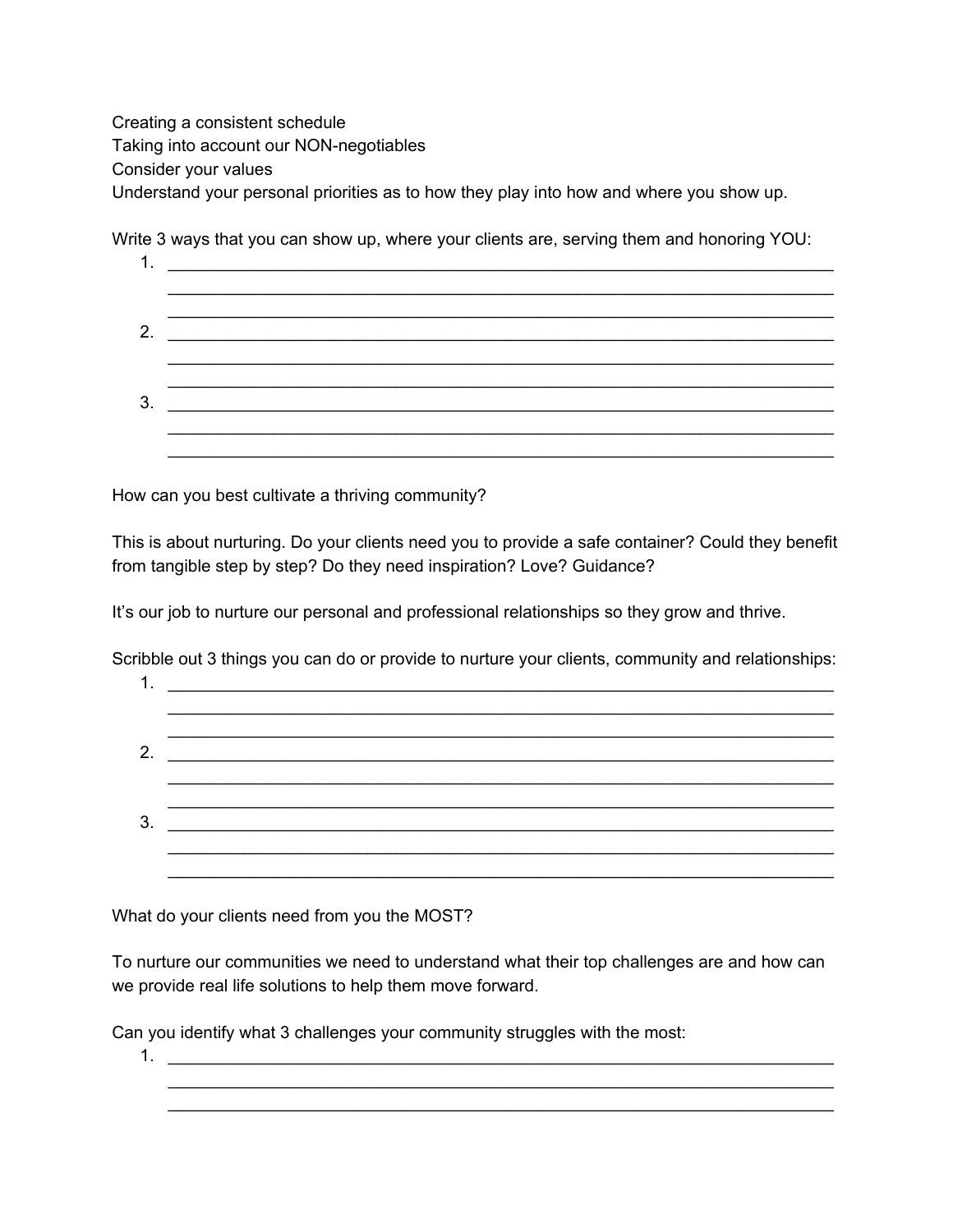Creating a consistent schedule
Taking into account our NON-negotiables
Consider your values
Understand your personal priorities as to how they play into how and where you show up.

Write 3 ways that you can show up, where your clients are, serving them and honoring YOU:

1. ______________________________________________________________________
   ______________________________________________________________________
   ______________________________________________________________________
2. ______________________________________________________________________
   ______________________________________________________________________
   ______________________________________________________________________
3. ______________________________________________________________________
   ______________________________________________________________________
   ______________________________________________________________________

How can you best cultivate a thriving community?

This is about nurturing. Do your clients need you to provide a safe container? Could they benefit from tangible step by step? Do they need inspiration? Love? Guidance?

It's our job to nurture our personal and professional relationships so they grow and thrive.

Scribble out 3 things you can do or provide to nurture your clients, community and relationships:

1. ______________________________________________________________________
   ______________________________________________________________________
   ______________________________________________________________________
2. ______________________________________________________________________
   ______________________________________________________________________
   ______________________________________________________________________
3. ______________________________________________________________________
   ______________________________________________________________________
   ______________________________________________________________________

What do your clients need from you the MOST?

To nurture our communities we need to understand what their top challenges are and how can we provide real life solutions to help them move forward.

Can you identify what 3 challenges your community struggles with the most:

1. ______________________________________________________________________
   ______________________________________________________________________
   ______________________________________________________________________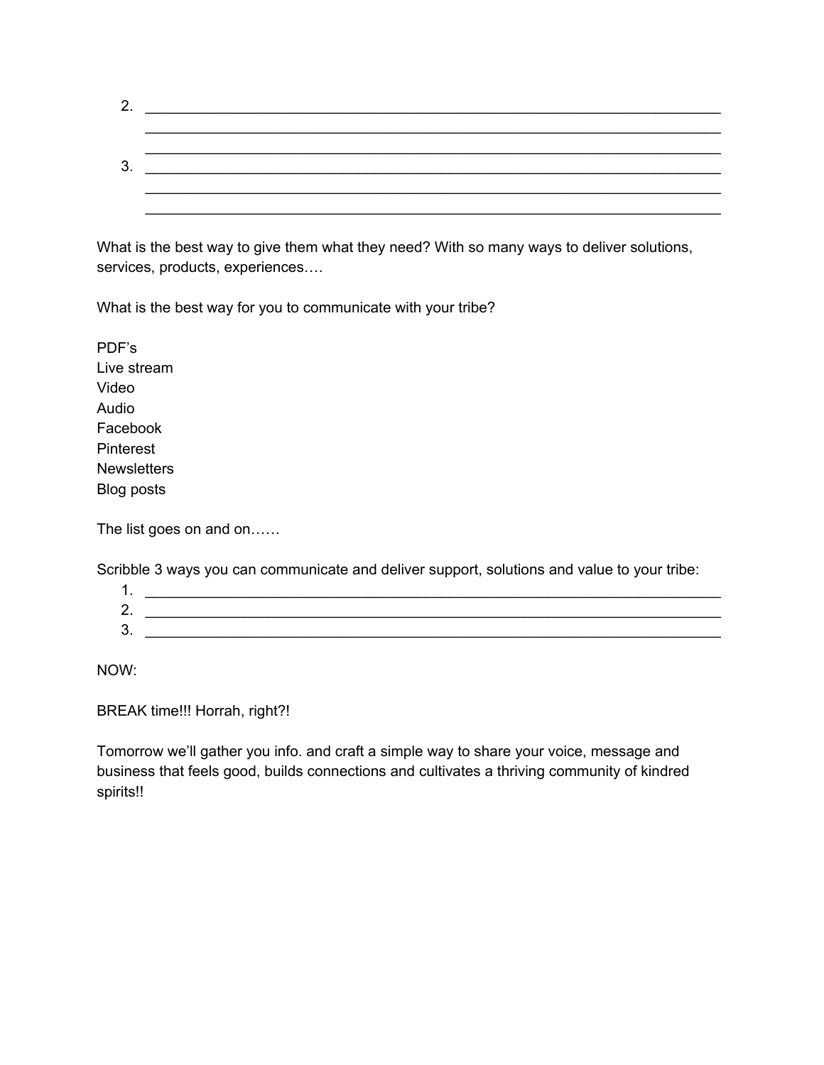2. ______________________________________________________________________
   ______________________________________________________________________
   ______________________________________________________________________
3. ______________________________________________________________________
   ______________________________________________________________________
   ______________________________________________________________________

What is the best way to give them what they need? With so many ways to deliver solutions, services, products, experiences….

What is the best way for you to communicate with your tribe?

PDF's
Live stream
Video
Audio
Facebook
Pinterest
Newsletters
Blog posts

The list goes on and on……

Scribble 3 ways you can communicate and deliver support, solutions and value to your tribe:

1. ______________________________________________________________________
2. ______________________________________________________________________
3. ______________________________________________________________________

NOW:

BREAK time!!! Horrah, right?!

Tomorrow we'll gather you info. and craft a simple way to share your voice, message and business that feels good, builds connections and cultivates a thriving community of kindred spirits!!